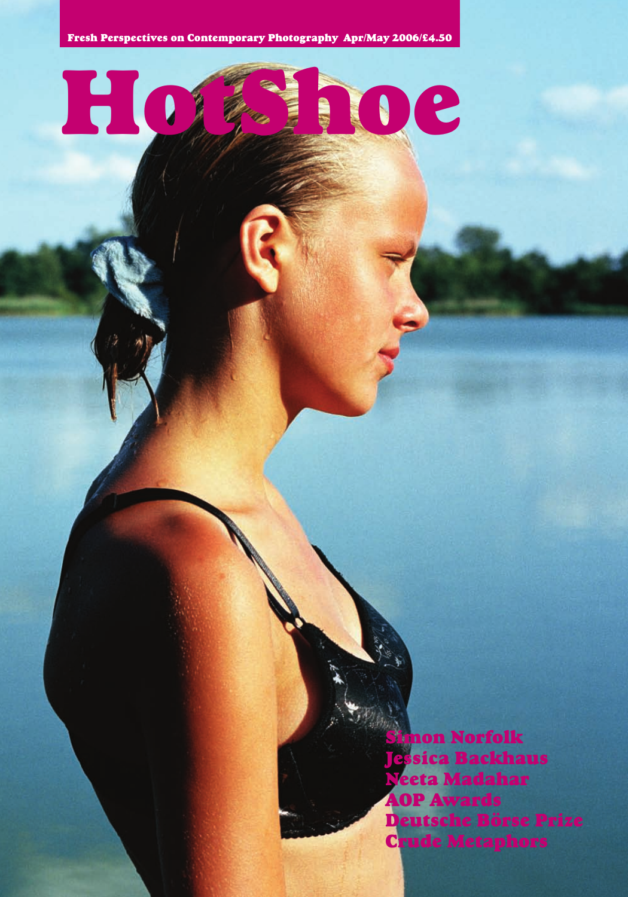Fresh Perspectives on Contemporary Photography Apr/May 2006/£4.50

# HotShoe

Simon Norfolk
Jessica Backhaus
Neeta Madahar
AOP Awards
Deutsche Börse Prize
Crude Metaphors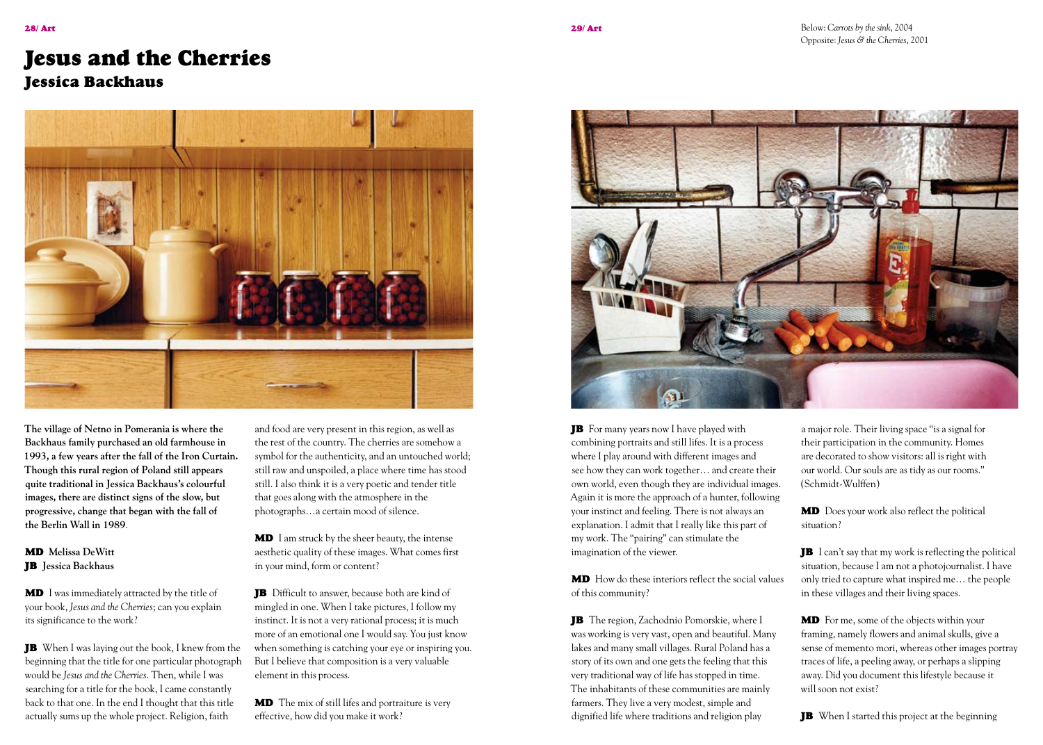# Jesus and the Cherries

## Jessica Backhaus

Below: *Carrots by the sink*, 2004
Opposite: *Jesus & the Cherries*, 2001

**The village of Netno in Pomerania is where the Backhaus family purchased an old farmhouse in 1993, a few years after the fall of the Iron Curtain. Though this rural region of Poland still appears quite traditional in Jessica Backhaus's colourful images, there are distinct signs of the slow, but progressive, change that began with the fall of the Berlin Wall in 1989.**

**MD Melissa DeWitt**
**JB Jessica Backhaus**

**MD** I was immediately attracted by the title of your book, *Jesus and the Cherries*; can you explain its significance to the work?

**JB** When I was laying out the book, I knew from the beginning that the title for one particular photograph would be *Jesus and the Cherries*. Then, while I was searching for a title for the book, I came constantly back to that one. In the end I thought that this title actually sums up the whole project. Religion, faith and food are very present in this region, as well as the rest of the country. The cherries are somehow a symbol for the authenticity, and an untouched world; still raw and unspoiled, a place where time has stood still. I also think it is a very poetic and tender title that goes along with the atmosphere in the photographs…a certain mood of silence.

**MD** I am struck by the sheer beauty, the intense aesthetic quality of these images. What comes first in your mind, form or content?

**JB** Difficult to answer, because both are kind of mingled in one. When I take pictures, I follow my instinct. It is not a very rational process; it is much more of an emotional one I would say. You just know when something is catching your eye or inspiring you. But I believe that composition is a very valuable element in this process.

**MD** The mix of still lifes and portraiture is very effective, how did you make it work?

**JB** For many years now I have played with combining portraits and still lifes. It is a process where I play around with different images and see how they can work together… and create their own world, even though they are individual images. Again it is more the approach of a hunter, following your instinct and feeling. There is not always an explanation. I admit that I really like this part of my work. The "pairing" can stimulate the imagination of the viewer.

**MD** How do these interiors reflect the social values of this community?

**JB** The region, Zachodnio Pomorskie, where I was working is very vast, open and beautiful. Many lakes and many small villages. Rural Poland has a story of its own and one gets the feeling that this very traditional way of life has stopped in time. The inhabitants of these communities are mainly farmers. They live a very modest, simple and dignified life where traditions and religion play a major role. Their living space "is a signal for their participation in the community. Homes are decorated to show visitors: all is right with our world. Our souls are as tidy as our rooms." (Schmidt-Wulffen)

**MD** Does your work also reflect the political situation?

**JB** I can't say that my work is reflecting the political situation, because I am not a photojournalist. I have only tried to capture what inspired me… the people in these villages and their living spaces.

**MD** For me, some of the objects within your framing, namely flowers and animal skulls, give a sense of memento mori, whereas other images portray traces of life, a peeling away, or perhaps a slipping away. Did you document this lifestyle because it will soon not exist?

**JB** When I started this project at the beginning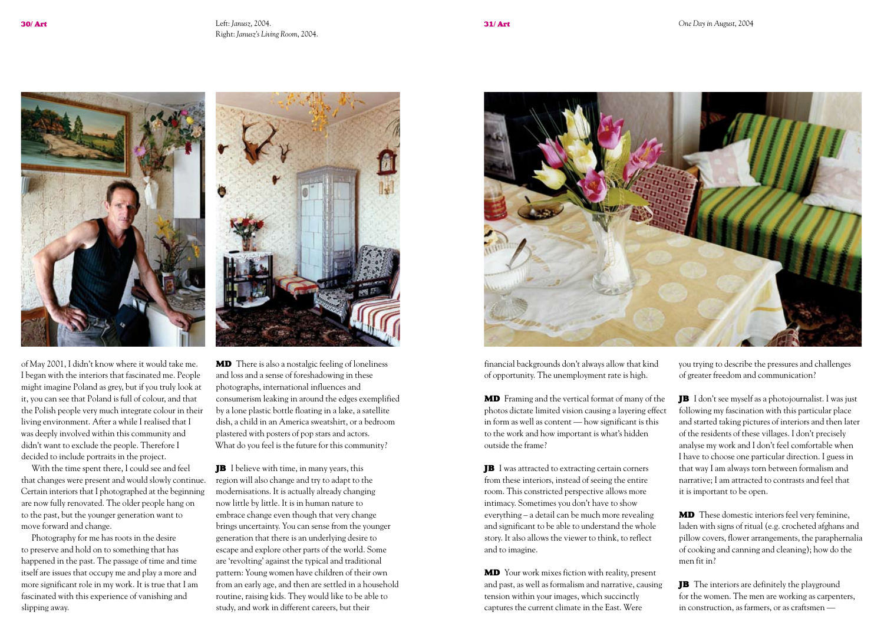Left: *Janusz*, 2004.
Right: *Janusz's Living Room*, 2004.

*One Day in August*, 2004

of May 2001, I didn't know where it would take me. I began with the interiors that fascinated me. People might imagine Poland as grey, but if you truly look at it, you can see that Poland is full of colour, and that the Polish people very much integrate colour in their living environment. After a while I realised that I was deeply involved within this community and didn't want to exclude the people. Therefore I decided to include portraits in the project.

With the time spent there, I could see and feel that changes were present and would slowly continue. Certain interiors that I photographed at the beginning are now fully renovated. The older people hang on to the past, but the younger generation want to move forward and change.

Photography for me has roots in the desire to preserve and hold on to something that has happened in the past. The passage of time and time itself are issues that occupy me and play a more and more significant role in my work. It is true that I am fascinated with this experience of vanishing and slipping away.

**MD** There is also a nostalgic feeling of loneliness and loss and a sense of foreshadowing in these photographs, international influences and consumerism leaking in around the edges exemplified by a lone plastic bottle floating in a lake, a satellite dish, a child in an America sweatshirt, or a bedroom plastered with posters of pop stars and actors. What do you feel is the future for this community?

**JB** I believe with time, in many years, this region will also change and try to adapt to the modernisations. It is actually already changing now little by little. It is in human nature to embrace change even though that very change brings uncertainty. You can sense from the younger generation that there is an underlying desire to escape and explore other parts of the world. Some are 'revolting' against the typical and traditional pattern: Young women have children of their own from an early age, and then are settled in a household routine, raising kids. They would like to be able to study, and work in different careers, but their financial backgrounds don't always allow that kind of opportunity. The unemployment rate is high.

**MD** Framing and the vertical format of many of the photos dictate limited vision causing a layering effect in form as well as content — how significant is this to the work and how important is what's hidden outside the frame?

**JB** I was attracted to extracting certain corners from these interiors, instead of seeing the entire room. This constricted perspective allows more intimacy. Sometimes you don't have to show everything – a detail can be much more revealing and significant to be able to understand the whole story. It also allows the viewer to think, to reflect and to imagine.

**MD** Your work mixes fiction with reality, present and past, as well as formalism and narrative, causing tension within your images, which succinctly captures the current climate in the East. Were you trying to describe the pressures and challenges of greater freedom and communication?

**JB** I don't see myself as a photojournalist. I was just following my fascination with this particular place and started taking pictures of interiors and then later of the residents of these villages. I don't precisely analyse my work and I don't feel comfortable when I have to choose one particular direction. I guess in that way I am always torn between formalism and narrative; I am attracted to contrasts and feel that it is important to be open.

**MD** These domestic interiors feel very feminine, laden with signs of ritual (e.g. crocheted afghans and pillow covers, flower arrangements, the paraphernalia of cooking and canning and cleaning); how do the men fit in?

**JB** The interiors are definitely the playground for the women. The men are working as carpenters, in construction, as farmers, or as craftsmen —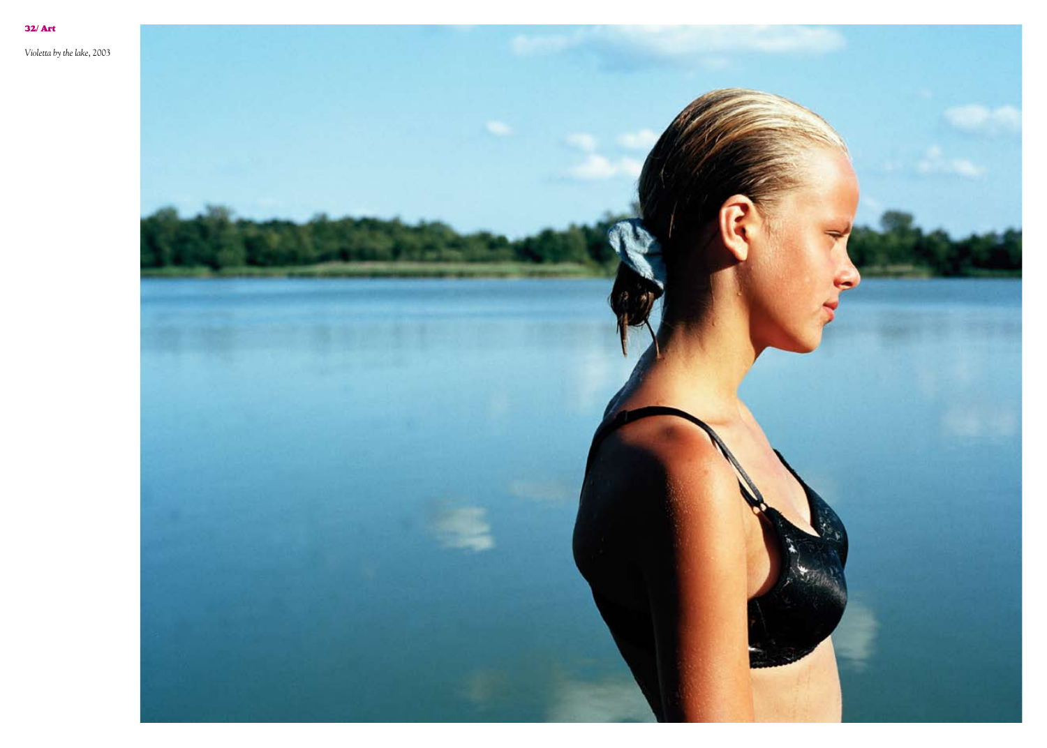*Violetta by the lake*, 2003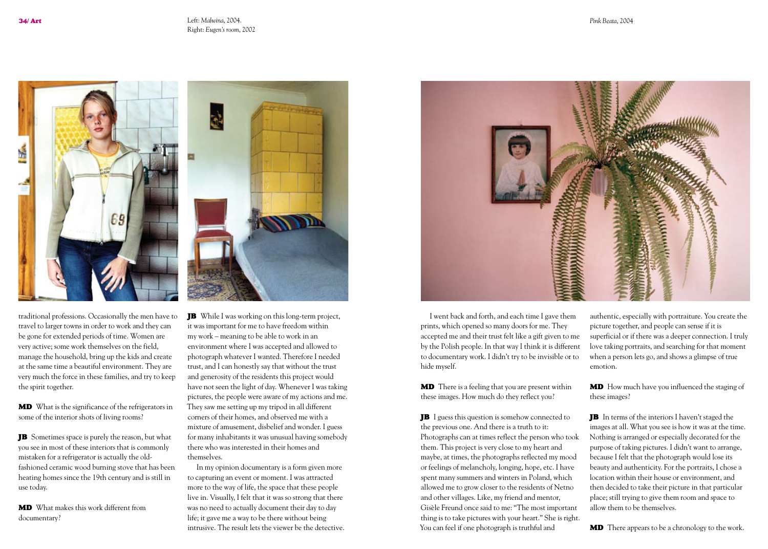Left: *Malwina*, 2004.
Right: *Eugen's room*, 2002

*Pink Beata*, 2004

traditional professions. Occasionally the men have to travel to larger towns in order to work and they can be gone for extended periods of time. Women are very active; some work themselves on the field, manage the household, bring up the kids and create at the same time a beautiful environment. They are very much the force in these families, and try to keep the spirit together.

**MD** What is the significance of the refrigerators in some of the interior shots of living rooms?

**JB** Sometimes space is purely the reason, but what you see in most of these interiors that is commonly mistaken for a refrigerator is actually the old-fashioned ceramic wood burning stove that has been heating homes since the 19th century and is still in use today.

**MD** What makes this work different from documentary?

**JB** While I was working on this long-term project, it was important for me to have freedom within my work – meaning to be able to work in an environment where I was accepted and allowed to photograph whatever I wanted. Therefore I needed trust, and I can honestly say that without the trust and generosity of the residents this project would have not seen the light of day. Whenever I was taking pictures, the people were aware of my actions and me. They saw me setting up my tripod in all different corners of their homes, and observed me with a mixture of amusement, disbelief and wonder. I guess for many inhabitants it was unusual having somebody there who was interested in their homes and themselves.

In my opinion documentary is a form given more to capturing an event or moment. I was attracted more to the way of life, the space that these people live in. Visually, I felt that it was so strong that there was no need to actually document their day to day life; it gave me a way to be there without being intrusive. The result lets the viewer be the detective.

I went back and forth, and each time I gave them prints, which opened so many doors for me. They accepted me and their trust felt like a gift given to me by the Polish people. In that way I think it is different to documentary work. I didn't try to be invisible or to hide myself.

**MD** There is a feeling that you are present within these images. How much do they reflect you?

**JB** I guess this question is somehow connected to the previous one. And there is a truth to it: Photographs can at times reflect the person who took them. This project is very close to my heart and maybe, at times, the photographs reflected my mood or feelings of melancholy, longing, hope, etc. I have spent many summers and winters in Poland, which allowed me to grow closer to the residents of Netno and other villages. Like, my friend and mentor, Gisèle Freund once said to me: "The most important thing is to take pictures with your heart." She is right. You can feel if one photograph is truthful and authentic, especially with portraiture. You create the picture together, and people can sense if it is superficial or if there was a deeper connection. I truly love taking portraits, and searching for that moment when a person lets go, and shows a glimpse of true emotion.

**MD** How much have you influenced the staging of these images?

**JB** In terms of the interiors I haven't staged the images at all. What you see is how it was at the time. Nothing is arranged or especially decorated for the purpose of taking pictures. I didn't want to arrange, because I felt that the photograph would lose its beauty and authenticity. For the portraits, I chose a location within their house or environment, and then decided to take their picture in that particular place; still trying to give them room and space to allow them to be themselves.

**MD** There appears to be a chronology to the work.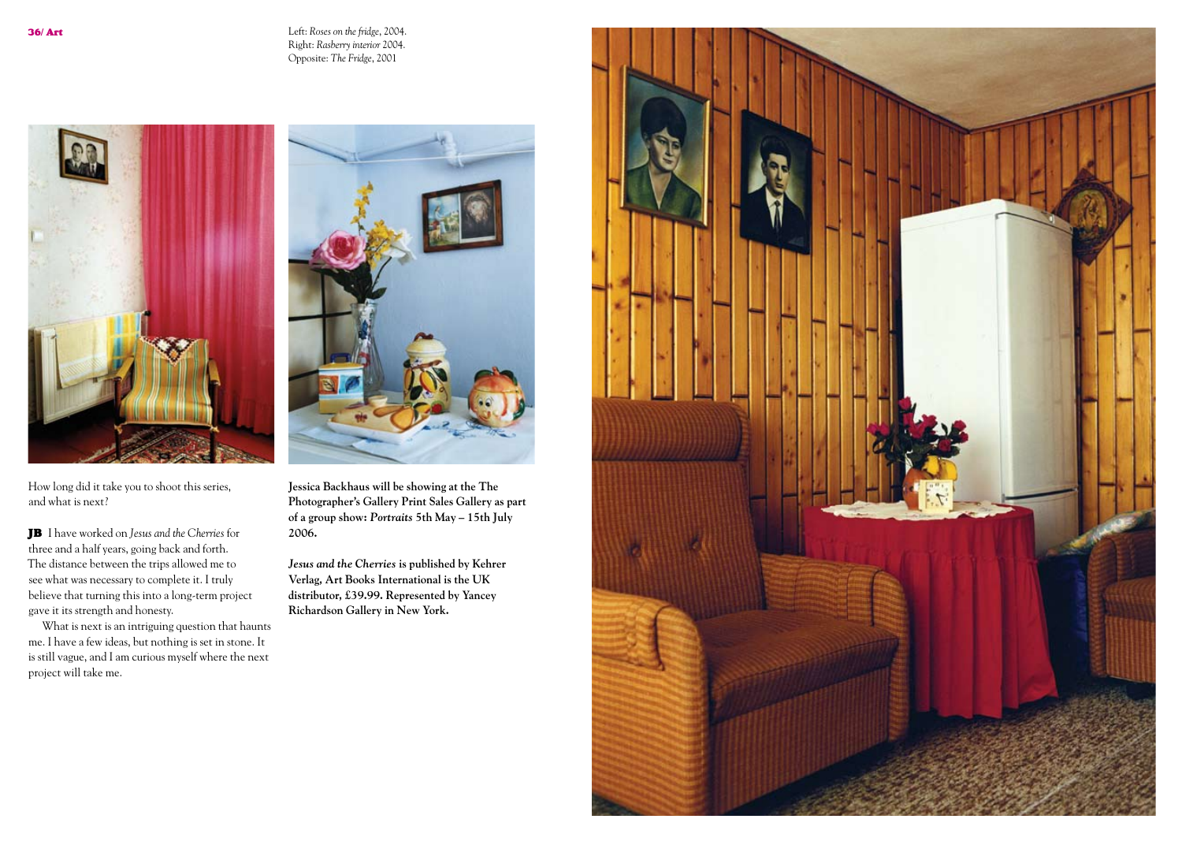Left: *Roses on the fridge*, 2004.
Right: *Rasberry interior* 2004.
Opposite: *The Fridge*, 2001

How long did it take you to shoot this series, and what is next?

**JB** I have worked on *Jesus and the Cherries* for three and a half years, going back and forth. The distance between the trips allowed me to see what was necessary to complete it. I truly believe that turning this into a long-term project gave it its strength and honesty.

What is next is an intriguing question that haunts me. I have a few ideas, but nothing is set in stone. It is still vague, and I am curious myself where the next project will take me.

**Jessica Backhaus will be showing at the The Photographer's Gallery Print Sales Gallery as part of a group show: *Portraits* 5th May – 15th July 2006.**

***Jesus and the Cherries* is published by Kehrer Verlag, Art Books International is the UK distributor, £39.99. Represented by Yancey Richardson Gallery in New York.**